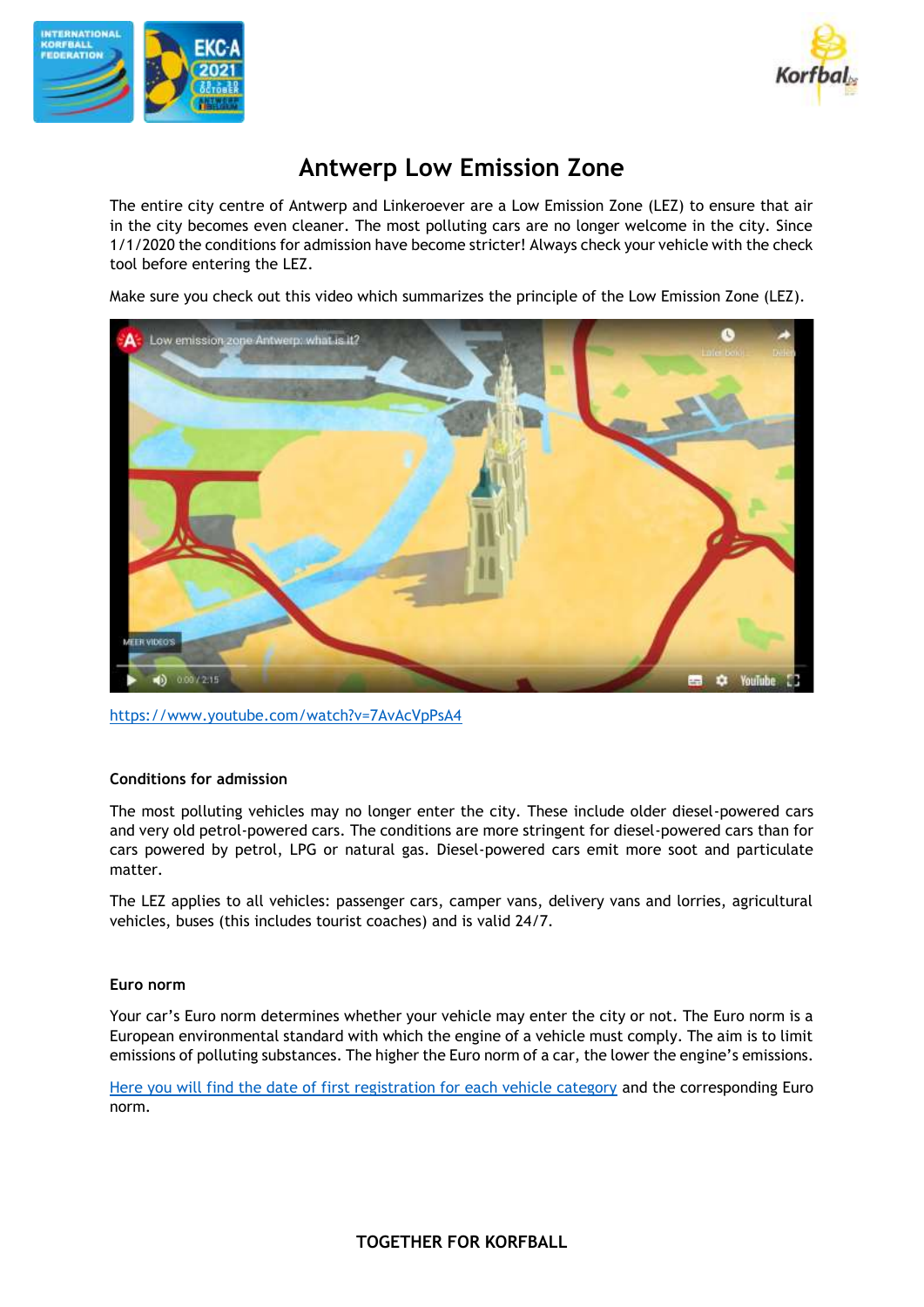# Antwerp Low Emission Zone

The entire city centre of Antwerp and Linkeroever are a Low Emission Zone (LEZ) to ensure that air in the city becomes even cleaner. The most polluting cars are no longer welcome in the city. Since 1/1/2020 the conditions for admission have become stricter! Always check your vehicle with the check tool before entering the LEZ.

Make sure you check out this video which summarizes the principle of the Low Emission Zone (LEZ).

https://www.youtube.com/watch?v=7AvAcVpPsA4

### Conditions for admission

The most polluting vehicles may no longer enter the city. These include older diesel-powered cars and very old petrol-powered cars. The conditions are more stringent for diesel-powered cars than for cars powered by petrol, LPG or natural gas. Diesel-powered cars emit more soot and particulate matter.

The LEZ applies to all vehicles: passenger cars, camper vans, delivery vans and lorries, agricultural vehicles, buses (this includes tourist coaches) and is valid 24/7.

### Euro norm

Your car's Euro norm determines whether your vehicle may enter the city or not. The Euro norm is a European environmental standard with which the engine of a vehicle must comply. The aim is to limit emissions of polluting substances. The higher the Euro norm of a car, the lower the engine's emissions.

Here you will find the date of first registration for each vehicle category and the corresponding Euro norm.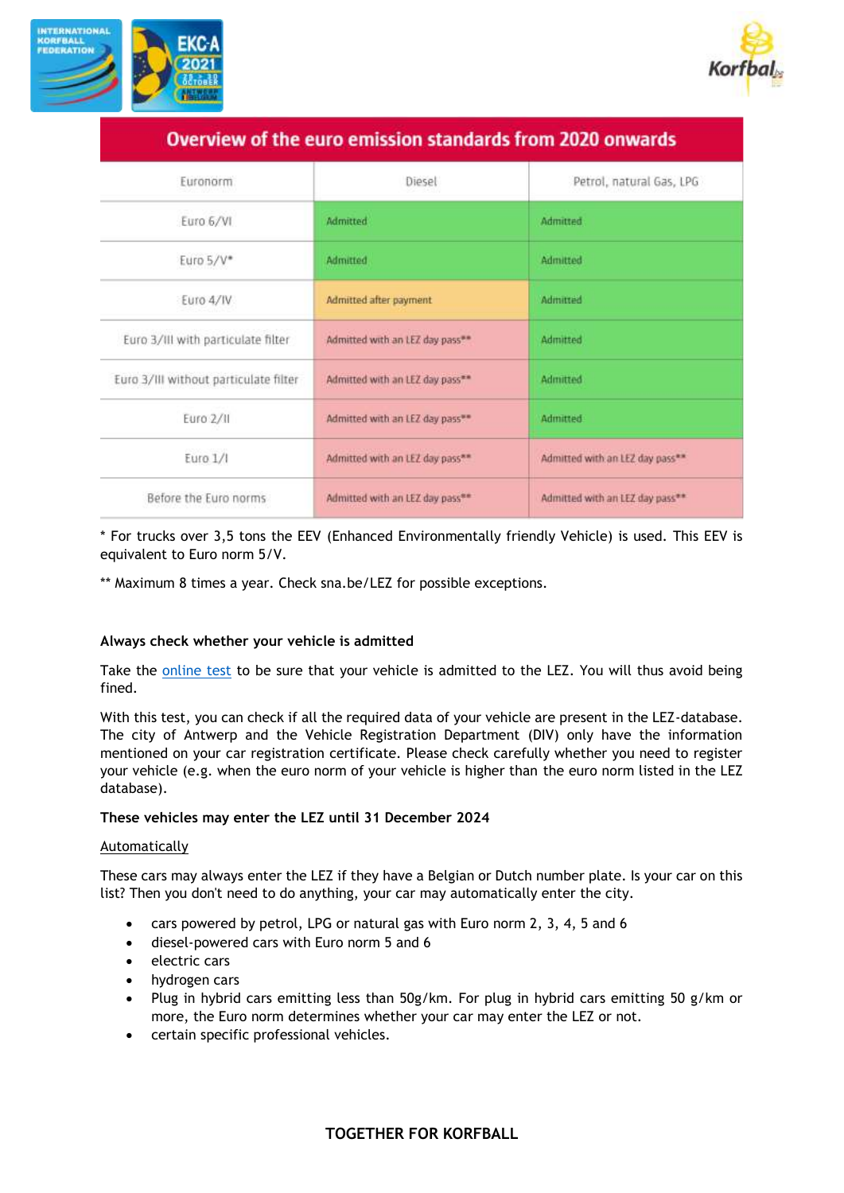| Overview of the euro emission standards from 2020 onwards | | |
|---|---|---|
| Euronorm | Diesel | Petrol, natural Gas, LPG |
| Euro 6/VI | Admitted | Admitted |
| Euro 5/V* | Admitted | Admitted |
| Euro 4/IV | Admitted after payment | Admitted |
| Euro 3/III with particulate filter | Admitted with an LEZ day pass** | Admitted |
| Euro 3/III without particulate filter | Admitted with an LEZ day pass** | Admitted |
| Euro 2/II | Admitted with an LEZ day pass** | Admitted |
| Euro 1/I | Admitted with an LEZ day pass** | Admitted with an LEZ day pass** |
| Before the Euro norms | Admitted with an LEZ day pass** | Admitted with an LEZ day pass** |

* For trucks over 3,5 tons the EEV (Enhanced Environmentally friendly Vehicle) is used. This EEV is equivalent to Euro norm 5/V.

** Maximum 8 times a year. Check sna.be/LEZ for possible exceptions.

**Always check whether your vehicle is admitted**

Take the online test to be sure that your vehicle is admitted to the LEZ. You will thus avoid being fined.

With this test, you can check if all the required data of your vehicle are present in the LEZ-database. The city of Antwerp and the Vehicle Registration Department (DIV) only have the information mentioned on your car registration certificate. Please check carefully whether you need to register your vehicle (e.g. when the euro norm of your vehicle is higher than the euro norm listed in the LEZ database).

**These vehicles may enter the LEZ until 31 December 2024**

Automatically

These cars may always enter the LEZ if they have a Belgian or Dutch number plate. Is your car on this list? Then you don't need to do anything, your car may automatically enter the city.

- cars powered by petrol, LPG or natural gas with Euro norm 2, 3, 4, 5 and 6
- diesel-powered cars with Euro norm 5 and 6
- electric cars
- hydrogen cars
- Plug in hybrid cars emitting less than 50g/km. For plug in hybrid cars emitting 50 g/km or more, the Euro norm determines whether your car may enter the LEZ or not.
- certain specific professional vehicles.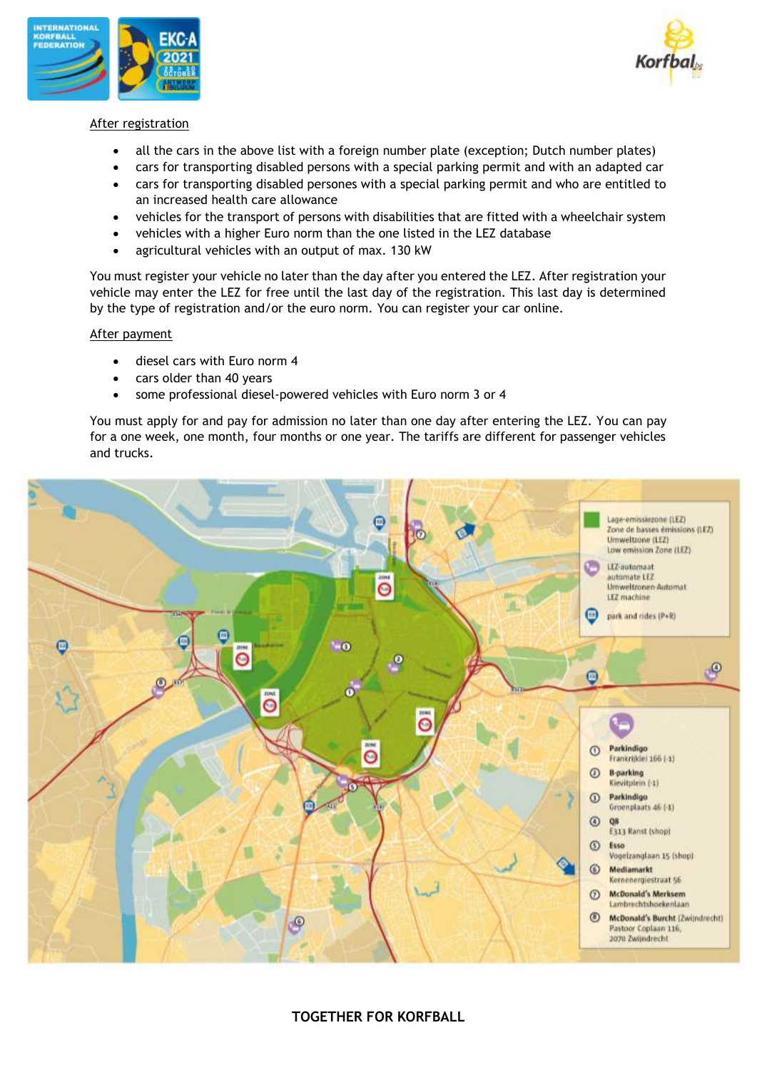After registration

- all the cars in the above list with a foreign number plate (exception; Dutch number plates)
- cars for transporting disabled persons with a special parking permit and with an adapted car
- cars for transporting disabled persones with a special parking permit and who are entitled to an increased health care allowance
- vehicles for the transport of persons with disabilities that are fitted with a wheelchair system
- vehicles with a higher Euro norm than the one listed in the LEZ database
- agricultural vehicles with an output of max. 130 kW

You must register your vehicle no later than the day after you entered the LEZ. After registration your vehicle may enter the LEZ for free until the last day of the registration. This last day is determined by the type of registration and/or the euro norm. You can register your car online.

After payment

- diesel cars with Euro norm 4
- cars older than 40 years
- some professional diesel-powered vehicles with Euro norm 3 or 4

You must apply for and pay for admission no later than one day after entering the LEZ. You can pay for a one week, one month, four months or one year. The tariffs are different for passenger vehicles and trucks.

Lage-emissiezone (LEZ)
Zone de basses émissions (LEZ)
Umweltzone (LEZ)
Low emission Zone (LEZ)

LEZ-automaat
automate LEZ
Umweltzonen-Automat
LEZ machine

park and rides (P+R)

1. Parkindigo – Frankrijklei 166 (-1)
2. B-parking – Kievitplein (-1)
3. Parkindigo – Groenplaats 46 (-1)
4. Q8 – E313 Ranst (shop)
5. Esso – Vogelzanglaan 15 (shop)
6. Mediamarkt – Kernenergiestraat 56
7. McDonald's Merksem – Lambrechtshoekenlaan
8. McDonald's Burcht (Zwijndrecht) – Pastoor Coplaan 116, 2070 Zwijndrecht

TOGETHER FOR KORFBALL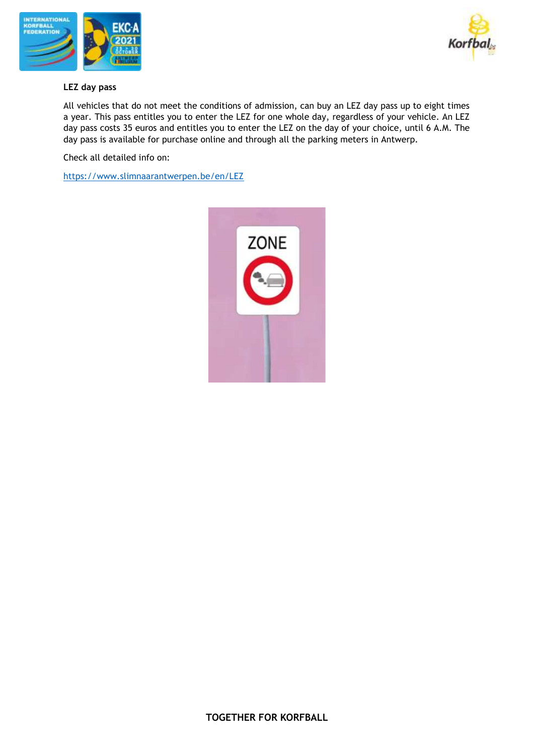**LEZ day pass**

All vehicles that do not meet the conditions of admission, can buy an LEZ day pass up to eight times a year. This pass entitles you to enter the LEZ for one whole day, regardless of your vehicle. An LEZ day pass costs 35 euros and entitles you to enter the LEZ on the day of your choice, until 6 A.M. The day pass is available for purchase online and through all the parking meters in Antwerp.

Check all detailed info on:

https://www.slimnaarantwerpen.be/en/LEZ

TOGETHER FOR KORFBALL